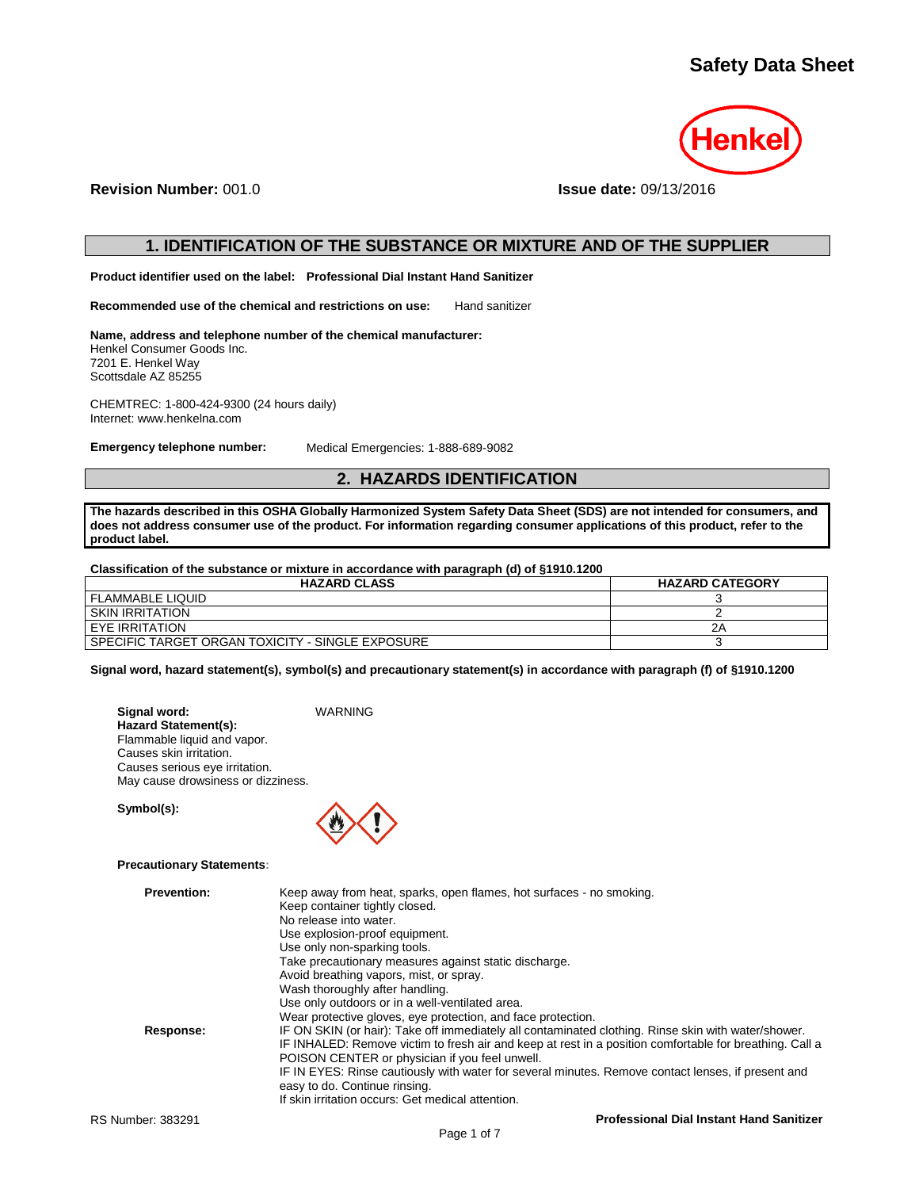# Safety Data Sheet

**Revision Number:** 001.0 **Issue date:** 09/13/2016

## 1. IDENTIFICATION OF THE SUBSTANCE OR MIXTURE AND OF THE SUPPLIER

**Product identifier used on the label: Professional Dial Instant Hand Sanitizer**

**Recommended use of the chemical and restrictions on use:** Hand sanitizer

**Name, address and telephone number of the chemical manufacturer:**
Henkel Consumer Goods Inc.
7201 E. Henkel Way
Scottsdale AZ 85255

CHEMTREC: 1-800-424-9300 (24 hours daily)
Internet: www.henkelna.com

**Emergency telephone number:** Medical Emergencies: 1-888-689-9082

## 2. HAZARDS IDENTIFICATION

**The hazards described in this OSHA Globally Harmonized System Safety Data Sheet (SDS) are not intended for consumers, and does not address consumer use of the product. For information regarding consumer applications of this product, refer to the product label.**

**Classification of the substance or mixture in accordance with paragraph (d) of §1910.1200**

| HAZARD CLASS | HAZARD CATEGORY |
|---|---|
| FLAMMABLE LIQUID | 3 |
| SKIN IRRITATION | 2 |
| EYE IRRITATION | 2A |
| SPECIFIC TARGET ORGAN TOXICITY - SINGLE EXPOSURE | 3 |

**Signal word, hazard statement(s), symbol(s) and precautionary statement(s) in accordance with paragraph (f) of §1910.1200**

**Signal word:** WARNING

**Hazard Statement(s):**
Flammable liquid and vapor.
Causes skin irritation.
Causes serious eye irritation.
May cause drowsiness or dizziness.

**Symbol(s):**

**Precautionary Statements:**

**Prevention:**
Keep away from heat, sparks, open flames, hot surfaces - no smoking.
Keep container tightly closed.
No release into water.
Use explosion-proof equipment.
Use only non-sparking tools.
Take precautionary measures against static discharge.
Avoid breathing vapors, mist, or spray.
Wash thoroughly after handling.
Use only outdoors or in a well-ventilated area.
Wear protective gloves, eye protection, and face protection.

**Response:**
IF ON SKIN (or hair): Take off immediately all contaminated clothing. Rinse skin with water/shower.
IF INHALED: Remove victim to fresh air and keep at rest in a position comfortable for breathing. Call a POISON CENTER or physician if you feel unwell.
IF IN EYES: Rinse cautiously with water for several minutes. Remove contact lenses, if present and easy to do. Continue rinsing.
If skin irritation occurs: Get medical attention.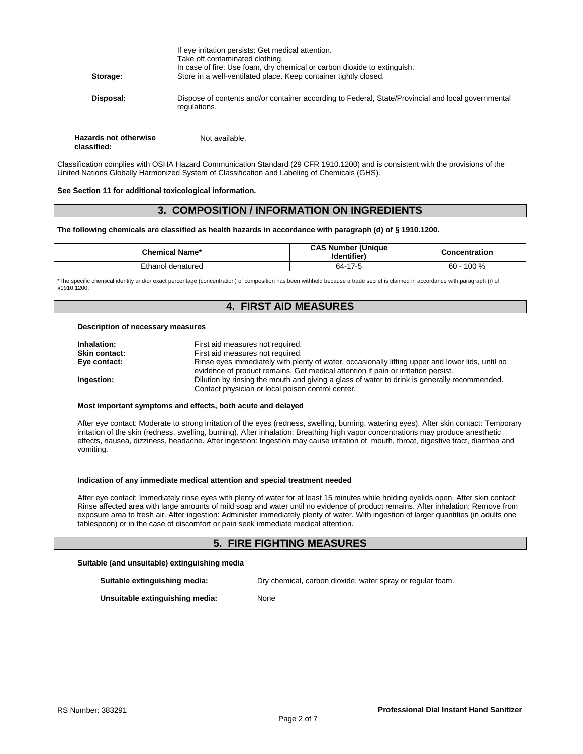|  |  |
| --- | --- |
|  | If eye irritation persists: Get medical attention.<br>Take off contaminated clothing.<br>In case of fire: Use foam, dry chemical or carbon dioxide to extinguish. |
| **Storage:** | Store in a well-ventilated place. Keep container tightly closed. |
| **Disposal:** | Dispose of contents and/or container according to Federal, State/Provincial and local governmental regulations. |

**Hazards not otherwise classified:** Not available.

Classification complies with OSHA Hazard Communication Standard (29 CFR 1910.1200) and is consistent with the provisions of the United Nations Globally Harmonized System of Classification and Labeling of Chemicals (GHS).

**See Section 11 for additional toxicological information.**

## 3. COMPOSITION / INFORMATION ON INGREDIENTS

**The following chemicals are classified as health hazards in accordance with paragraph (d) of § 1910.1200.**

| Chemical Name* | CAS Number (Unique Identifier) | Concentration |
| --- | --- | --- |
| Ethanol denatured | 64-17-5 | 60 - 100 % |

*The specific chemical identity and/or exact percentage (concentration) of composition has been withheld because a trade secret is claimed in accordance with paragraph (i) of §1910.1200.

## 4. FIRST AID MEASURES

**Description of necessary measures**

|  |  |
| --- | --- |
| **Inhalation:** | First aid measures not required. |
| **Skin contact:** | First aid measures not required. |
| **Eye contact:** | Rinse eyes immediately with plenty of water, occasionally lifting upper and lower lids, until no evidence of product remains. Get medical attention if pain or irritation persist. |
| **Ingestion:** | Dilution by rinsing the mouth and giving a glass of water to drink is generally recommended. Contact physician or local poison control center. |

**Most important symptoms and effects, both acute and delayed**

After eye contact: Moderate to strong irritation of the eyes (redness, swelling, burning, watering eyes). After skin contact: Temporary irritation of the skin (redness, swelling, burning). After inhalation: Breathing high vapor concentrations may produce anesthetic effects, nausea, dizziness, headache. After ingestion: Ingestion may cause irritation of mouth, throat, digestive tract, diarrhea and vomiting.

**Indication of any immediate medical attention and special treatment needed**

After eye contact: Immediately rinse eyes with plenty of water for at least 15 minutes while holding eyelids open. After skin contact: Rinse affected area with large amounts of mild soap and water until no evidence of product remains. After inhalation: Remove from exposure area to fresh air. After ingestion: Administer immediately plenty of water. With ingestion of larger quantities (in adults one tablespoon) or in the case of discomfort or pain seek immediate medical attention.

## 5. FIRE FIGHTING MEASURES

**Suitable (and unsuitable) extinguishing media**

|  |  |
| --- | --- |
| **Suitable extinguishing media:** | Dry chemical, carbon dioxide, water spray or regular foam. |
| **Unsuitable extinguishing media:** | None |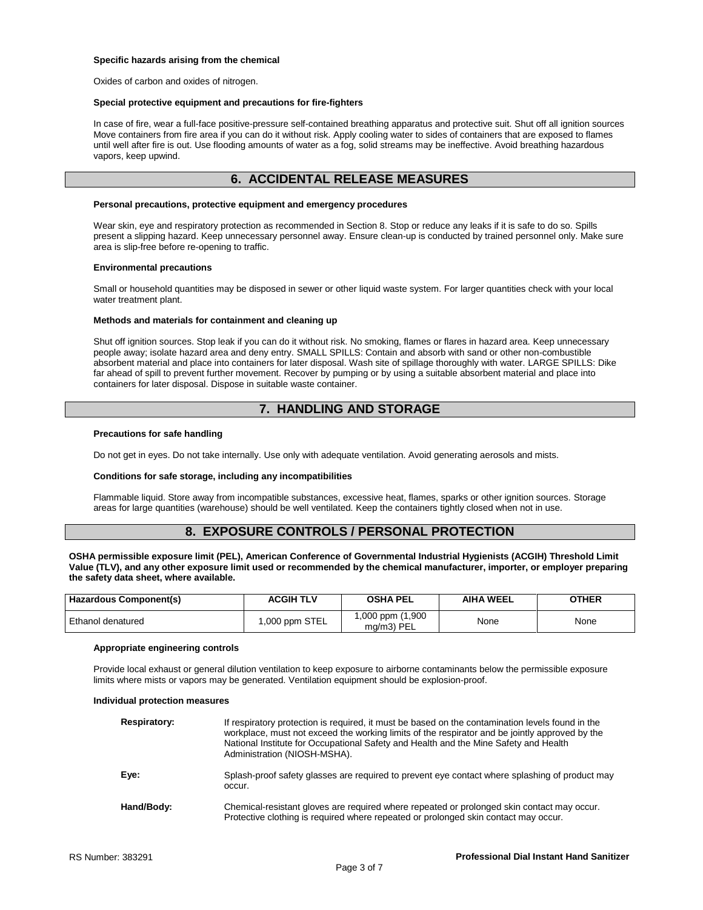**Specific hazards arising from the chemical**

Oxides of carbon and oxides of nitrogen.

**Special protective equipment and precautions for fire-fighters**

In case of fire, wear a full-face positive-pressure self-contained breathing apparatus and protective suit. Shut off all ignition sources Move containers from fire area if you can do it without risk. Apply cooling water to sides of containers that are exposed to flames until well after fire is out. Use flooding amounts of water as a fog, solid streams may be ineffective. Avoid breathing hazardous vapors, keep upwind.

## 6. ACCIDENTAL RELEASE MEASURES

**Personal precautions, protective equipment and emergency procedures**

Wear skin, eye and respiratory protection as recommended in Section 8. Stop or reduce any leaks if it is safe to do so. Spills present a slipping hazard. Keep unnecessary personnel away. Ensure clean-up is conducted by trained personnel only. Make sure area is slip-free before re-opening to traffic.

**Environmental precautions**

Small or household quantities may be disposed in sewer or other liquid waste system. For larger quantities check with your local water treatment plant.

**Methods and materials for containment and cleaning up**

Shut off ignition sources. Stop leak if you can do it without risk. No smoking, flames or flares in hazard area. Keep unnecessary people away; isolate hazard area and deny entry. SMALL SPILLS: Contain and absorb with sand or other non-combustible absorbent material and place into containers for later disposal. Wash site of spillage thoroughly with water. LARGE SPILLS: Dike far ahead of spill to prevent further movement. Recover by pumping or by using a suitable absorbent material and place into containers for later disposal. Dispose in suitable waste container.

## 7. HANDLING AND STORAGE

**Precautions for safe handling**

Do not get in eyes. Do not take internally. Use only with adequate ventilation. Avoid generating aerosols and mists.

**Conditions for safe storage, including any incompatibilities**

Flammable liquid. Store away from incompatible substances, excessive heat, flames, sparks or other ignition sources. Storage areas for large quantities (warehouse) should be well ventilated. Keep the containers tightly closed when not in use.

## 8. EXPOSURE CONTROLS / PERSONAL PROTECTION

**OSHA permissible exposure limit (PEL), American Conference of Governmental Industrial Hygienists (ACGIH) Threshold Limit Value (TLV), and any other exposure limit used or recommended by the chemical manufacturer, importer, or employer preparing the safety data sheet, where available.**

| Hazardous Component(s) | ACGIH TLV | OSHA PEL | AIHA WEEL | OTHER |
|---|---|---|---|---|
| Ethanol denatured | 1,000 ppm STEL | 1,000 ppm (1,900 mg/m3) PEL | None | None |

**Appropriate engineering controls**

Provide local exhaust or general dilution ventilation to keep exposure to airborne contaminants below the permissible exposure limits where mists or vapors may be generated. Ventilation equipment should be explosion-proof.

**Individual protection measures**

**Respiratory:** If respiratory protection is required, it must be based on the contamination levels found in the workplace, must not exceed the working limits of the respirator and be jointly approved by the National Institute for Occupational Safety and Health and the Mine Safety and Health Administration (NIOSH-MSHA).

**Eye:** Splash-proof safety glasses are required to prevent eye contact where splashing of product may occur.

**Hand/Body:** Chemical-resistant gloves are required where repeated or prolonged skin contact may occur. Protective clothing is required where repeated or prolonged skin contact may occur.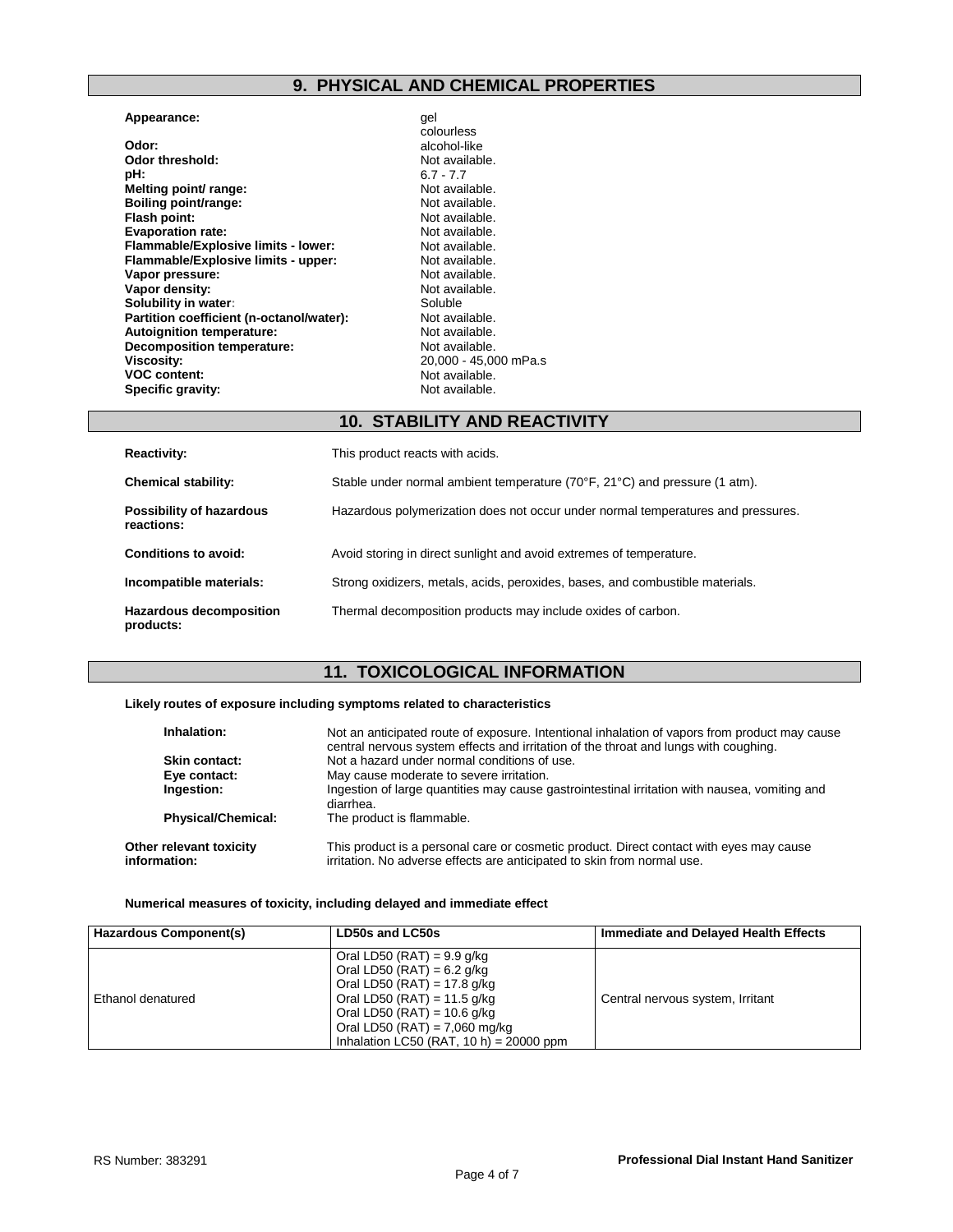## 9. PHYSICAL AND CHEMICAL PROPERTIES

| | |
|---|---|
| **Appearance:** | gel<br>colourless |
| **Odor:** | alcohol-like |
| **Odor threshold:** | Not available. |
| **pH:** | 6.7 - 7.7 |
| **Melting point/ range:** | Not available. |
| **Boiling point/range:** | Not available. |
| **Flash point:** | Not available. |
| **Evaporation rate:** | Not available. |
| **Flammable/Explosive limits - lower:** | Not available. |
| **Flammable/Explosive limits - upper:** | Not available. |
| **Vapor pressure:** | Not available. |
| **Vapor density:** | Not available. |
| **Solubility in water:** | Soluble |
| **Partition coefficient (n-octanol/water):** | Not available. |
| **Autoignition temperature:** | Not available. |
| **Decomposition temperature:** | Not available. |
| **Viscosity:** | 20,000 - 45,000 mPa.s |
| **VOC content:** | Not available. |
| **Specific gravity:** | Not available. |

## 10. STABILITY AND REACTIVITY

| | |
|---|---|
| **Reactivity:** | This product reacts with acids. |
| **Chemical stability:** | Stable under normal ambient temperature (70°F, 21°C) and pressure (1 atm). |
| **Possibility of hazardous reactions:** | Hazardous polymerization does not occur under normal temperatures and pressures. |
| **Conditions to avoid:** | Avoid storing in direct sunlight and avoid extremes of temperature. |
| **Incompatible materials:** | Strong oxidizers, metals, acids, peroxides, bases, and combustible materials. |
| **Hazardous decomposition products:** | Thermal decomposition products may include oxides of carbon. |

## 11. TOXICOLOGICAL INFORMATION

**Likely routes of exposure including symptoms related to characteristics**

| | |
|---|---|
| **Inhalation:** | Not an anticipated route of exposure. Intentional inhalation of vapors from product may cause central nervous system effects and irritation of the throat and lungs with coughing. |
| **Skin contact:** | Not a hazard under normal conditions of use. |
| **Eye contact:** | May cause moderate to severe irritation. |
| **Ingestion:** | Ingestion of large quantities may cause gastrointestinal irritation with nausea, vomiting and diarrhea. |
| **Physical/Chemical:** | The product is flammable. |
| **Other relevant toxicity information:** | This product is a personal care or cosmetic product. Direct contact with eyes may cause irritation. No adverse effects are anticipated to skin from normal use. |

**Numerical measures of toxicity, including delayed and immediate effect**

| Hazardous Component(s) | LD50s and LC50s | Immediate and Delayed Health Effects |
|---|---|---|
| Ethanol denatured | Oral LD50 (RAT) = 9.9 g/kg<br>Oral LD50 (RAT) = 6.2 g/kg<br>Oral LD50 (RAT) = 17.8 g/kg<br>Oral LD50 (RAT) = 11.5 g/kg<br>Oral LD50 (RAT) = 10.6 g/kg<br>Oral LD50 (RAT) = 7,060 mg/kg<br>Inhalation LC50 (RAT, 10 h) = 20000 ppm | Central nervous system, Irritant |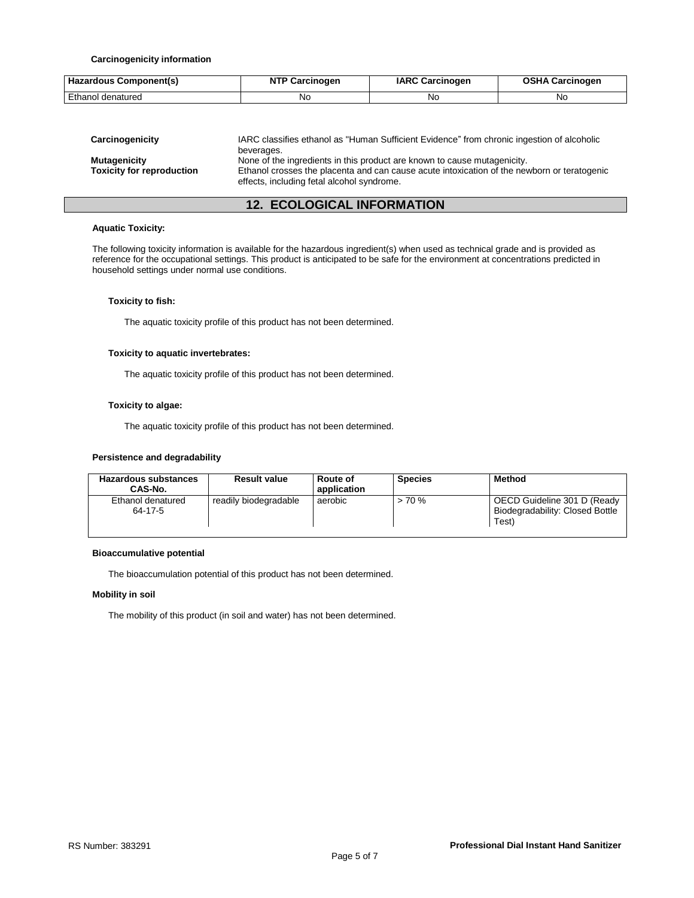**Carcinogenicity information**

| Hazardous Component(s) | NTP Carcinogen | IARC Carcinogen | OSHA Carcinogen |
|---|---|---|---|
| Ethanol denatured | No | No | No |

**Carcinogenicity** IARC classifies ethanol as "Human Sufficient Evidence" from chronic ingestion of alcoholic beverages.

**Mutagenicity** None of the ingredients in this product are known to cause mutagenicity.

**Toxicity for reproduction** Ethanol crosses the placenta and can cause acute intoxication of the newborn or teratogenic effects, including fetal alcohol syndrome.

## 12. ECOLOGICAL INFORMATION

**Aquatic Toxicity:**

The following toxicity information is available for the hazardous ingredient(s) when used as technical grade and is provided as reference for the occupational settings. This product is anticipated to be safe for the environment at concentrations predicted in household settings under normal use conditions.

**Toxicity to fish:**

The aquatic toxicity profile of this product has not been determined.

**Toxicity to aquatic invertebrates:**

The aquatic toxicity profile of this product has not been determined.

**Toxicity to algae:**

The aquatic toxicity profile of this product has not been determined.

**Persistence and degradability**

| Hazardous substances CAS-No. | Result value | Route of application | Species | Method |
|---|---|---|---|---|
| Ethanol denatured 64-17-5 | readily biodegradable | aerobic | > 70 % | OECD Guideline 301 D (Ready Biodegradability: Closed Bottle Test) |

**Bioaccumulative potential**

The bioaccumulation potential of this product has not been determined.

**Mobility in soil**

The mobility of this product (in soil and water) has not been determined.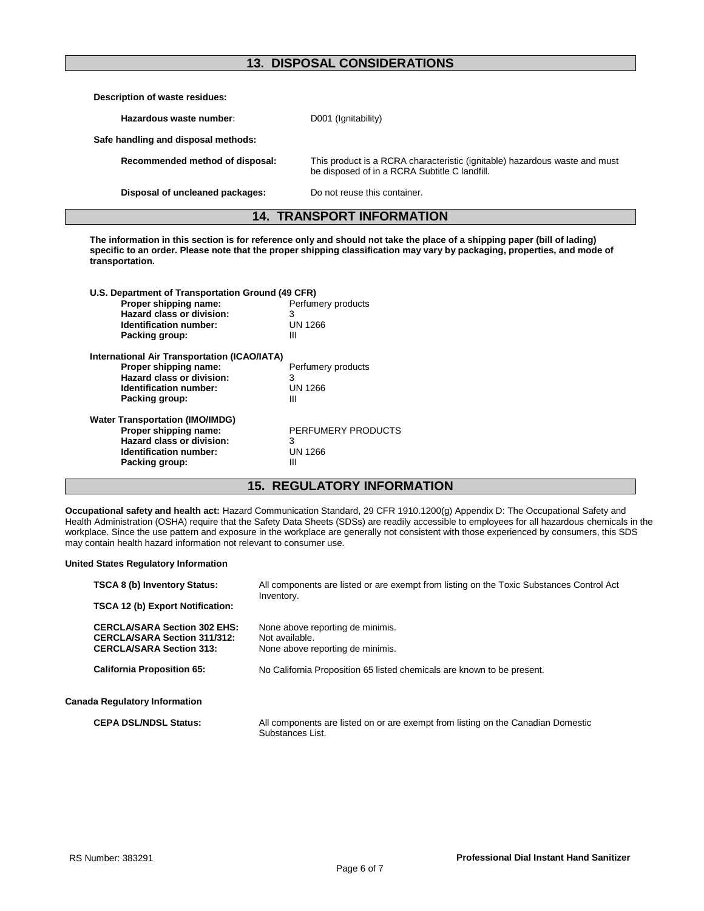## 13. DISPOSAL CONSIDERATIONS

**Description of waste residues:**

| | |
|---|---|
| **Hazardous waste number:** | D001 (Ignitability) |

**Safe handling and disposal methods:**

| | |
|---|---|
| **Recommended method of disposal:** | This product is a RCRA characteristic (ignitable) hazardous waste and must be disposed of in a RCRA Subtitle C landfill. |
| **Disposal of uncleaned packages:** | Do not reuse this container. |

## 14. TRANSPORT INFORMATION

**The information in this section is for reference only and should not take the place of a shipping paper (bill of lading) specific to an order. Please note that the proper shipping classification may vary by packaging, properties, and mode of transportation.**

**U.S. Department of Transportation Ground (49 CFR)**

| | |
|---|---|
| **Proper shipping name:** | Perfumery products |
| **Hazard class or division:** | 3 |
| **Identification number:** | UN 1266 |
| **Packing group:** | III |

**International Air Transportation (ICAO/IATA)**

| | |
|---|---|
| **Proper shipping name:** | Perfumery products |
| **Hazard class or division:** | 3 |
| **Identification number:** | UN 1266 |
| **Packing group:** | III |

**Water Transportation (IMO/IMDG)**

| | |
|---|---|
| **Proper shipping name:** | PERFUMERY PRODUCTS |
| **Hazard class or division:** | 3 |
| **Identification number:** | UN 1266 |
| **Packing group:** | III |

## 15. REGULATORY INFORMATION

**Occupational safety and health act:** Hazard Communication Standard, 29 CFR 1910.1200(g) Appendix D: The Occupational Safety and Health Administration (OSHA) require that the Safety Data Sheets (SDSs) are readily accessible to employees for all hazardous chemicals in the workplace. Since the use pattern and exposure in the workplace are generally not consistent with those experienced by consumers, this SDS may contain health hazard information not relevant to consumer use.

**United States Regulatory Information**

| | |
|---|---|
| **TSCA 8 (b) Inventory Status:** | All components are listed or are exempt from listing on the Toxic Substances Control Act Inventory. |
| **TSCA 12 (b) Export Notification:** | |
| **CERCLA/SARA Section 302 EHS:** | None above reporting de minimis. |
| **CERCLA/SARA Section 311/312:** | Not available. |
| **CERCLA/SARA Section 313:** | None above reporting de minimis. |
| **California Proposition 65:** | No California Proposition 65 listed chemicals are known to be present. |

**Canada Regulatory Information**

| | |
|---|---|
| **CEPA DSL/NDSL Status:** | All components are listed on or are exempt from listing on the Canadian Domestic Substances List. |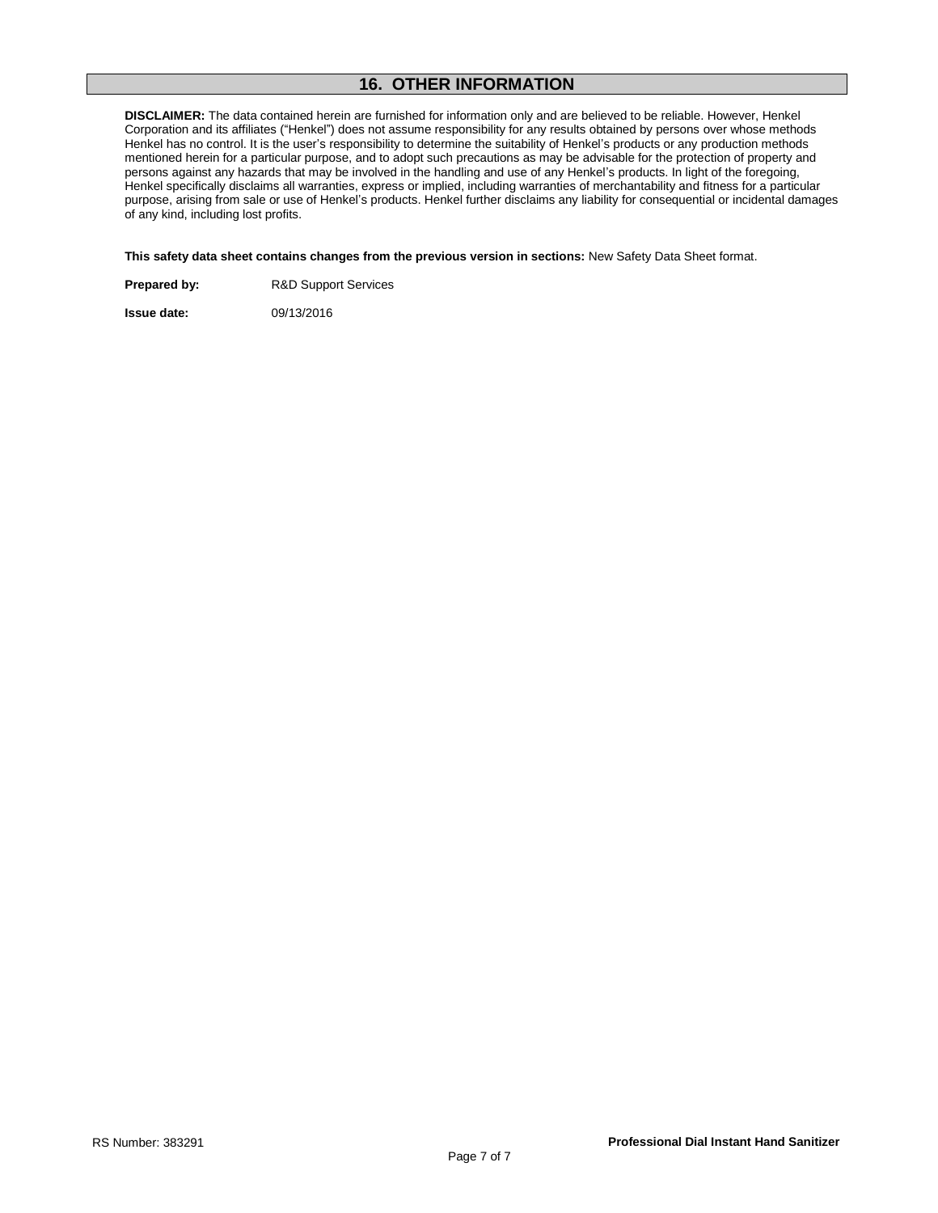## 16. OTHER INFORMATION

**DISCLAIMER:** The data contained herein are furnished for information only and are believed to be reliable. However, Henkel Corporation and its affiliates ("Henkel") does not assume responsibility for any results obtained by persons over whose methods Henkel has no control. It is the user's responsibility to determine the suitability of Henkel's products or any production methods mentioned herein for a particular purpose, and to adopt such precautions as may be advisable for the protection of property and persons against any hazards that may be involved in the handling and use of any Henkel's products. In light of the foregoing, Henkel specifically disclaims all warranties, express or implied, including warranties of merchantability and fitness for a particular purpose, arising from sale or use of Henkel's products. Henkel further disclaims any liability for consequential or incidental damages of any kind, including lost profits.

**This safety data sheet contains changes from the previous version in sections:** New Safety Data Sheet format.

**Prepared by:** R&D Support Services

**Issue date:** 09/13/2016